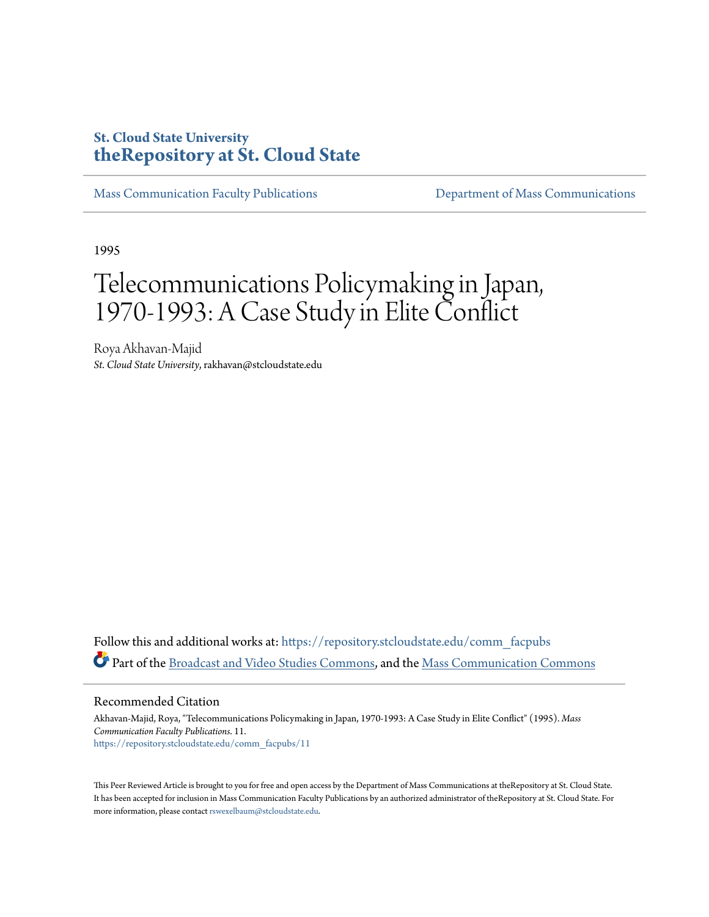**St. Cloud State University**
**theRepository at St. Cloud State**

Mass Communication Faculty Publications | Department of Mass Communications

1995

# Telecommunications Policymaking in Japan, 1970-1993: A Case Study in Elite Conflict

Roya Akhavan-Majid
*St. Cloud State University*, rakhavan@stcloudstate.edu

Follow this and additional works at: https://repository.stcloudstate.edu/comm_facpubs

Part of the Broadcast and Video Studies Commons, and the Mass Communication Commons

## Recommended Citation

Akhavan-Majid, Roya, "Telecommunications Policymaking in Japan, 1970-1993: A Case Study in Elite Conflict" (1995). *Mass Communication Faculty Publications*. 11.
https://repository.stcloudstate.edu/comm_facpubs/11

This Peer Reviewed Article is brought to you for free and open access by the Department of Mass Communications at theRepository at St. Cloud State. It has been accepted for inclusion in Mass Communication Faculty Publications by an authorized administrator of theRepository at St. Cloud State. For more information, please contact rswexelbaum@stcloudstate.edu.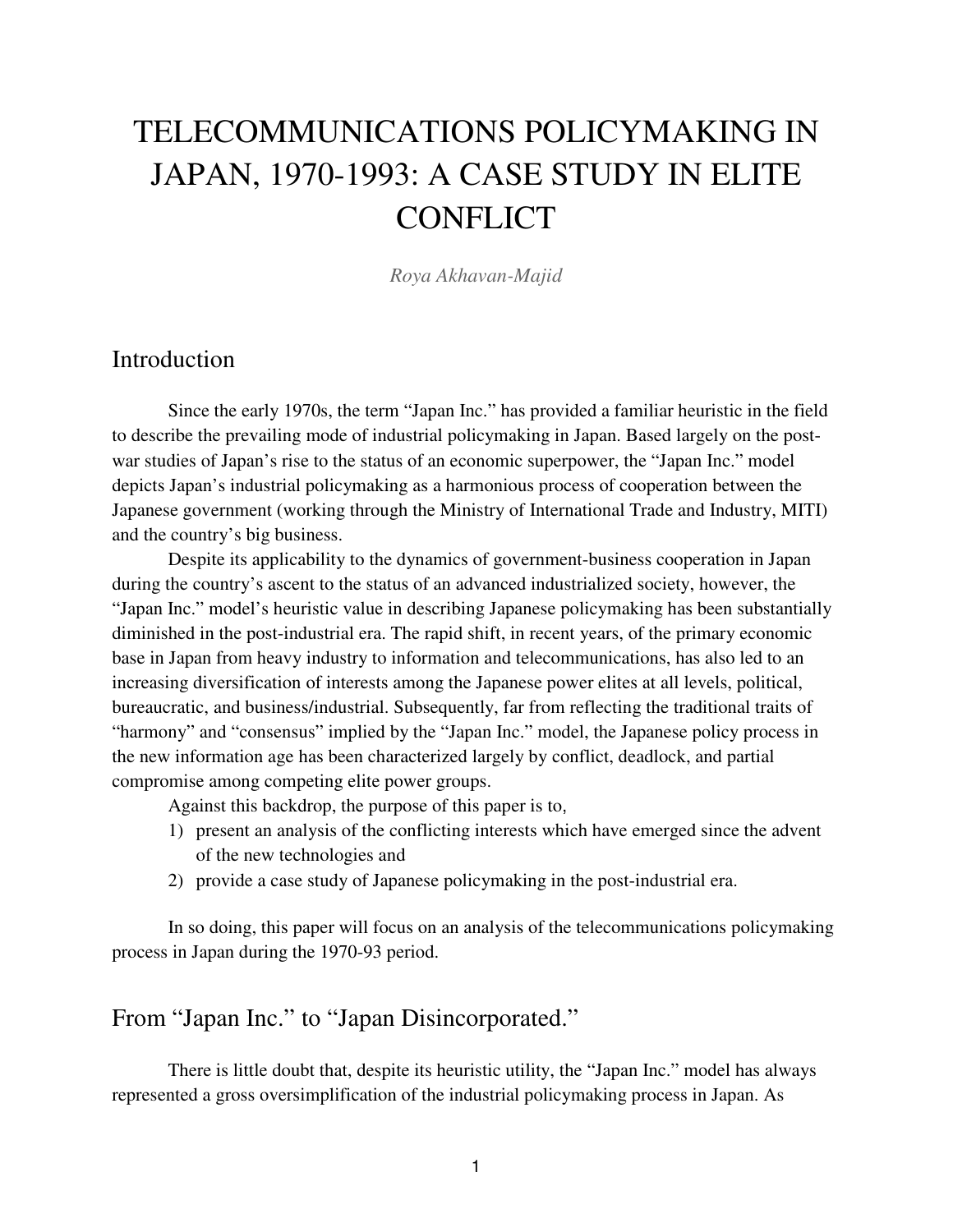# TELECOMMUNICATIONS POLICYMAKING IN JAPAN, 1970-1993: A CASE STUDY IN ELITE CONFLICT

*Roya Akhavan-Majid*

## Introduction

Since the early 1970s, the term "Japan Inc." has provided a familiar heuristic in the field to describe the prevailing mode of industrial policymaking in Japan. Based largely on the post-war studies of Japan's rise to the status of an economic superpower, the "Japan Inc." model depicts Japan's industrial policymaking as a harmonious process of cooperation between the Japanese government (working through the Ministry of International Trade and Industry, MITI) and the country's big business.

Despite its applicability to the dynamics of government-business cooperation in Japan during the country's ascent to the status of an advanced industrialized society, however, the "Japan Inc." model's heuristic value in describing Japanese policymaking has been substantially diminished in the post-industrial era. The rapid shift, in recent years, of the primary economic base in Japan from heavy industry to information and telecommunications, has also led to an increasing diversification of interests among the Japanese power elites at all levels, political, bureaucratic, and business/industrial. Subsequently, far from reflecting the traditional traits of "harmony" and "consensus" implied by the "Japan Inc." model, the Japanese policy process in the new information age has been characterized largely by conflict, deadlock, and partial compromise among competing elite power groups.

Against this backdrop, the purpose of this paper is to,

1) present an analysis of the conflicting interests which have emerged since the advent of the new technologies and
2) provide a case study of Japanese policymaking in the post-industrial era.

In so doing, this paper will focus on an analysis of the telecommunications policymaking process in Japan during the 1970-93 period.

## From "Japan Inc." to "Japan Disincorporated."

There is little doubt that, despite its heuristic utility, the "Japan Inc." model has always represented a gross oversimplification of the industrial policymaking process in Japan. As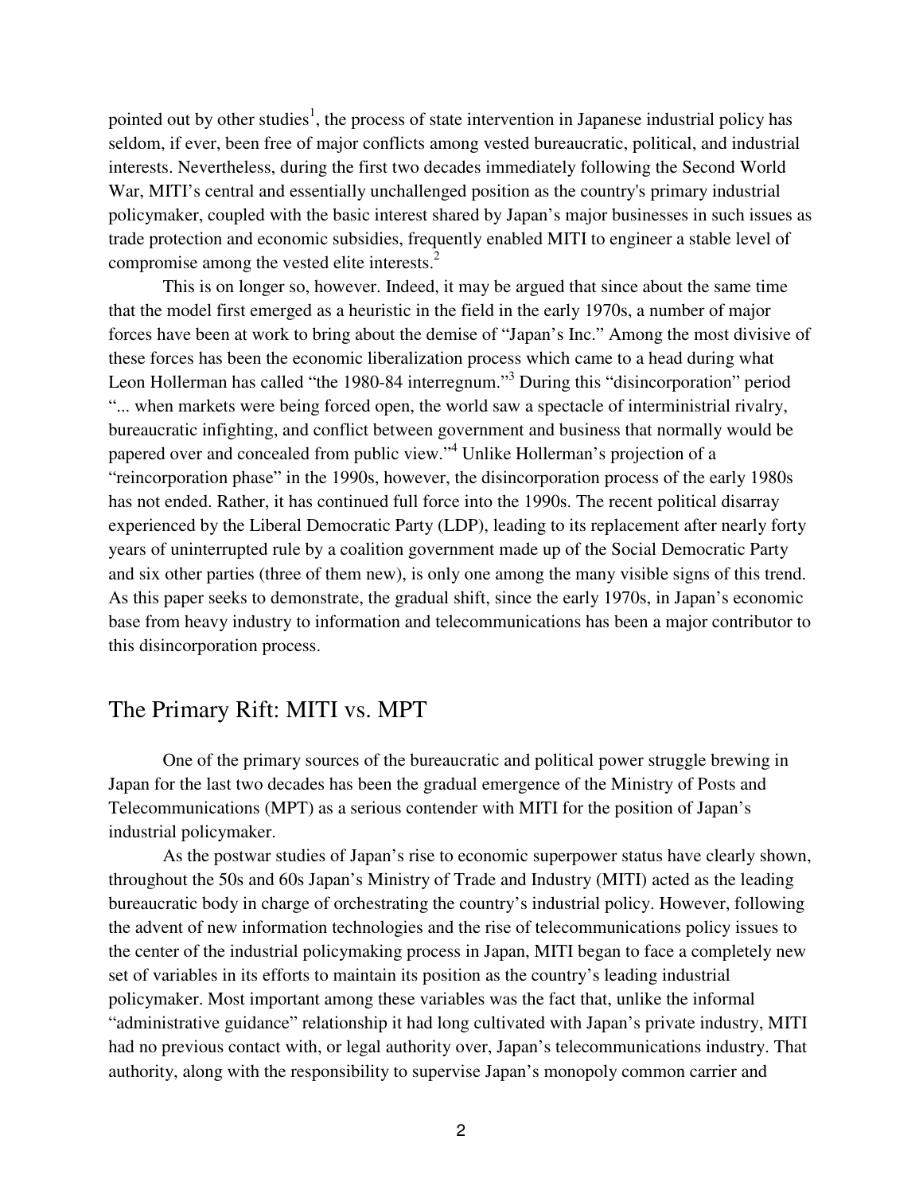pointed out by other studies[1], the process of state intervention in Japanese industrial policy has seldom, if ever, been free of major conflicts among vested bureaucratic, political, and industrial interests. Nevertheless, during the first two decades immediately following the Second World War, MITI's central and essentially unchallenged position as the country's primary industrial policymaker, coupled with the basic interest shared by Japan's major businesses in such issues as trade protection and economic subsidies, frequently enabled MITI to engineer a stable level of compromise among the vested elite interests.[2]

This is on longer so, however. Indeed, it may be argued that since about the same time that the model first emerged as a heuristic in the field in the early 1970s, a number of major forces have been at work to bring about the demise of "Japan's Inc." Among the most divisive of these forces has been the economic liberalization process which came to a head during what Leon Hollerman has called "the 1980-84 interregnum."[3] During this "disincorporation" period "... when markets were being forced open, the world saw a spectacle of interministrial rivalry, bureaucratic infighting, and conflict between government and business that normally would be papered over and concealed from public view."[4] Unlike Hollerman's projection of a "reincorporation phase" in the 1990s, however, the disincorporation process of the early 1980s has not ended. Rather, it has continued full force into the 1990s. The recent political disarray experienced by the Liberal Democratic Party (LDP), leading to its replacement after nearly forty years of uninterrupted rule by a coalition government made up of the Social Democratic Party and six other parties (three of them new), is only one among the many visible signs of this trend. As this paper seeks to demonstrate, the gradual shift, since the early 1970s, in Japan's economic base from heavy industry to information and telecommunications has been a major contributor to this disincorporation process.

## The Primary Rift: MITI vs. MPT

One of the primary sources of the bureaucratic and political power struggle brewing in Japan for the last two decades has been the gradual emergence of the Ministry of Posts and Telecommunications (MPT) as a serious contender with MITI for the position of Japan's industrial policymaker.

As the postwar studies of Japan's rise to economic superpower status have clearly shown, throughout the 50s and 60s Japan's Ministry of Trade and Industry (MITI) acted as the leading bureaucratic body in charge of orchestrating the country's industrial policy. However, following the advent of new information technologies and the rise of telecommunications policy issues to the center of the industrial policymaking process in Japan, MITI began to face a completely new set of variables in its efforts to maintain its position as the country's leading industrial policymaker. Most important among these variables was the fact that, unlike the informal "administrative guidance" relationship it had long cultivated with Japan's private industry, MITI had no previous contact with, or legal authority over, Japan's telecommunications industry. That authority, along with the responsibility to supervise Japan's monopoly common carrier and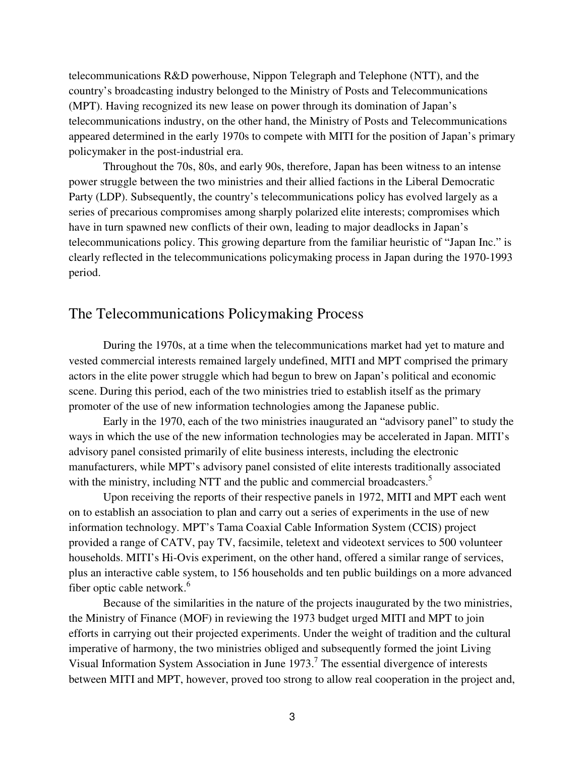telecommunications R&D powerhouse, Nippon Telegraph and Telephone (NTT), and the country's broadcasting industry belonged to the Ministry of Posts and Telecommunications (MPT). Having recognized its new lease on power through its domination of Japan's telecommunications industry, on the other hand, the Ministry of Posts and Telecommunications appeared determined in the early 1970s to compete with MITI for the position of Japan's primary policymaker in the post-industrial era.

Throughout the 70s, 80s, and early 90s, therefore, Japan has been witness to an intense power struggle between the two ministries and their allied factions in the Liberal Democratic Party (LDP). Subsequently, the country's telecommunications policy has evolved largely as a series of precarious compromises among sharply polarized elite interests; compromises which have in turn spawned new conflicts of their own, leading to major deadlocks in Japan's telecommunications policy. This growing departure from the familiar heuristic of "Japan Inc." is clearly reflected in the telecommunications policymaking process in Japan during the 1970-1993 period.

## The Telecommunications Policymaking Process

During the 1970s, at a time when the telecommunications market had yet to mature and vested commercial interests remained largely undefined, MITI and MPT comprised the primary actors in the elite power struggle which had begun to brew on Japan's political and economic scene. During this period, each of the two ministries tried to establish itself as the primary promoter of the use of new information technologies among the Japanese public.

Early in the 1970, each of the two ministries inaugurated an "advisory panel" to study the ways in which the use of the new information technologies may be accelerated in Japan. MITI's advisory panel consisted primarily of elite business interests, including the electronic manufacturers, while MPT's advisory panel consisted of elite interests traditionally associated with the ministry, including NTT and the public and commercial broadcasters.[5]

Upon receiving the reports of their respective panels in 1972, MITI and MPT each went on to establish an association to plan and carry out a series of experiments in the use of new information technology. MPT's Tama Coaxial Cable Information System (CCIS) project provided a range of CATV, pay TV, facsimile, teletext and videotext services to 500 volunteer households. MITI's Hi-Ovis experiment, on the other hand, offered a similar range of services, plus an interactive cable system, to 156 households and ten public buildings on a more advanced fiber optic cable network.[6]

Because of the similarities in the nature of the projects inaugurated by the two ministries, the Ministry of Finance (MOF) in reviewing the 1973 budget urged MITI and MPT to join efforts in carrying out their projected experiments. Under the weight of tradition and the cultural imperative of harmony, the two ministries obliged and subsequently formed the joint Living Visual Information System Association in June 1973.[7] The essential divergence of interests between MITI and MPT, however, proved too strong to allow real cooperation in the project and,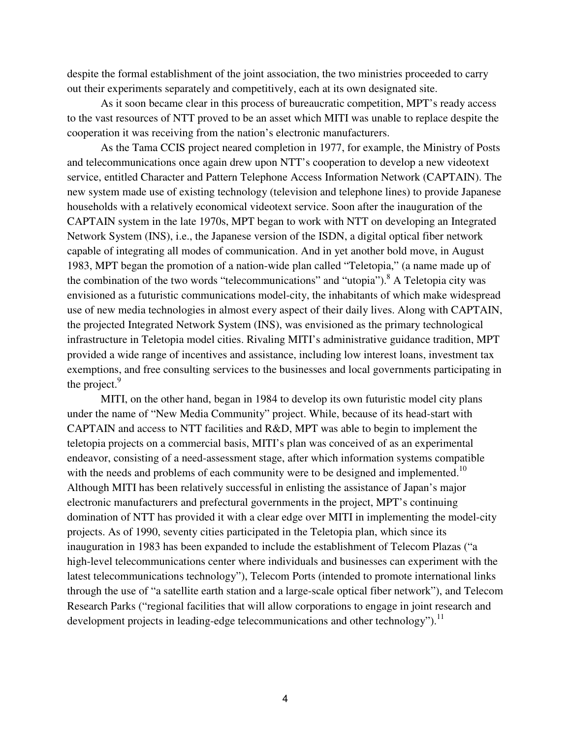despite the formal establishment of the joint association, the two ministries proceeded to carry out their experiments separately and competitively, each at its own designated site.

As it soon became clear in this process of bureaucratic competition, MPT's ready access to the vast resources of NTT proved to be an asset which MITI was unable to replace despite the cooperation it was receiving from the nation's electronic manufacturers.

As the Tama CCIS project neared completion in 1977, for example, the Ministry of Posts and telecommunications once again drew upon NTT's cooperation to develop a new videotext service, entitled Character and Pattern Telephone Access Information Network (CAPTAIN). The new system made use of existing technology (television and telephone lines) to provide Japanese households with a relatively economical videotext service. Soon after the inauguration of the CAPTAIN system in the late 1970s, MPT began to work with NTT on developing an Integrated Network System (INS), i.e., the Japanese version of the ISDN, a digital optical fiber network capable of integrating all modes of communication. And in yet another bold move, in August 1983, MPT began the promotion of a nation-wide plan called "Teletopia," (a name made up of the combination of the two words "telecommunications" and "utopia").[8] A Teletopia city was envisioned as a futuristic communications model-city, the inhabitants of which make widespread use of new media technologies in almost every aspect of their daily lives. Along with CAPTAIN, the projected Integrated Network System (INS), was envisioned as the primary technological infrastructure in Teletopia model cities. Rivaling MITI's administrative guidance tradition, MPT provided a wide range of incentives and assistance, including low interest loans, investment tax exemptions, and free consulting services to the businesses and local governments participating in the project.[9]

MITI, on the other hand, began in 1984 to develop its own futuristic model city plans under the name of "New Media Community" project. While, because of its head-start with CAPTAIN and access to NTT facilities and R&D, MPT was able to begin to implement the teletopia projects on a commercial basis, MITI's plan was conceived of as an experimental endeavor, consisting of a need-assessment stage, after which information systems compatible with the needs and problems of each community were to be designed and implemented.[10] Although MITI has been relatively successful in enlisting the assistance of Japan's major electronic manufacturers and prefectural governments in the project, MPT's continuing domination of NTT has provided it with a clear edge over MITI in implementing the model-city projects. As of 1990, seventy cities participated in the Teletopia plan, which since its inauguration in 1983 has been expanded to include the establishment of Telecom Plazas ("a high-level telecommunications center where individuals and businesses can experiment with the latest telecommunications technology"), Telecom Ports (intended to promote international links through the use of "a satellite earth station and a large-scale optical fiber network"), and Telecom Research Parks ("regional facilities that will allow corporations to engage in joint research and development projects in leading-edge telecommunications and other technology").[11]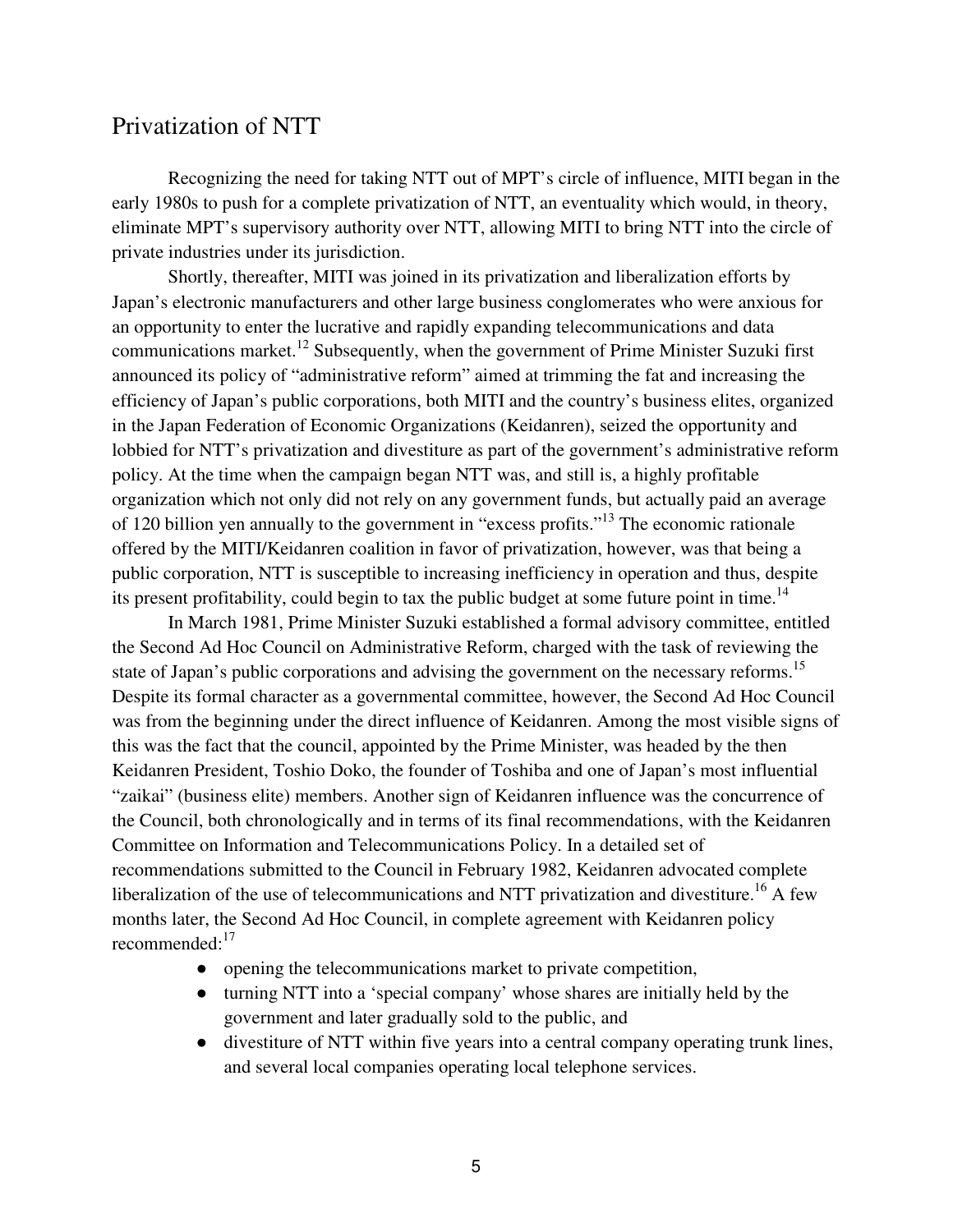## Privatization of NTT

Recognizing the need for taking NTT out of MPT's circle of influence, MITI began in the early 1980s to push for a complete privatization of NTT, an eventuality which would, in theory, eliminate MPT's supervisory authority over NTT, allowing MITI to bring NTT into the circle of private industries under its jurisdiction.

Shortly, thereafter, MITI was joined in its privatization and liberalization efforts by Japan's electronic manufacturers and other large business conglomerates who were anxious for an opportunity to enter the lucrative and rapidly expanding telecommunications and data communications market.[12] Subsequently, when the government of Prime Minister Suzuki first announced its policy of "administrative reform" aimed at trimming the fat and increasing the efficiency of Japan's public corporations, both MITI and the country's business elites, organized in the Japan Federation of Economic Organizations (Keidanren), seized the opportunity and lobbied for NTT's privatization and divestiture as part of the government's administrative reform policy. At the time when the campaign began NTT was, and still is, a highly profitable organization which not only did not rely on any government funds, but actually paid an average of 120 billion yen annually to the government in "excess profits."[13] The economic rationale offered by the MITI/Keidanren coalition in favor of privatization, however, was that being a public corporation, NTT is susceptible to increasing inefficiency in operation and thus, despite its present profitability, could begin to tax the public budget at some future point in time.[14]

In March 1981, Prime Minister Suzuki established a formal advisory committee, entitled the Second Ad Hoc Council on Administrative Reform, charged with the task of reviewing the state of Japan's public corporations and advising the government on the necessary reforms.[15] Despite its formal character as a governmental committee, however, the Second Ad Hoc Council was from the beginning under the direct influence of Keidanren. Among the most visible signs of this was the fact that the council, appointed by the Prime Minister, was headed by the then Keidanren President, Toshio Doko, the founder of Toshiba and one of Japan's most influential "zaikai" (business elite) members. Another sign of Keidanren influence was the concurrence of the Council, both chronologically and in terms of its final recommendations, with the Keidanren Committee on Information and Telecommunications Policy. In a detailed set of recommendations submitted to the Council in February 1982, Keidanren advocated complete liberalization of the use of telecommunications and NTT privatization and divestiture.[16] A few months later, the Second Ad Hoc Council, in complete agreement with Keidanren policy recommended:[17]

- opening the telecommunications market to private competition,
- turning NTT into a 'special company' whose shares are initially held by the government and later gradually sold to the public, and
- divestiture of NTT within five years into a central company operating trunk lines, and several local companies operating local telephone services.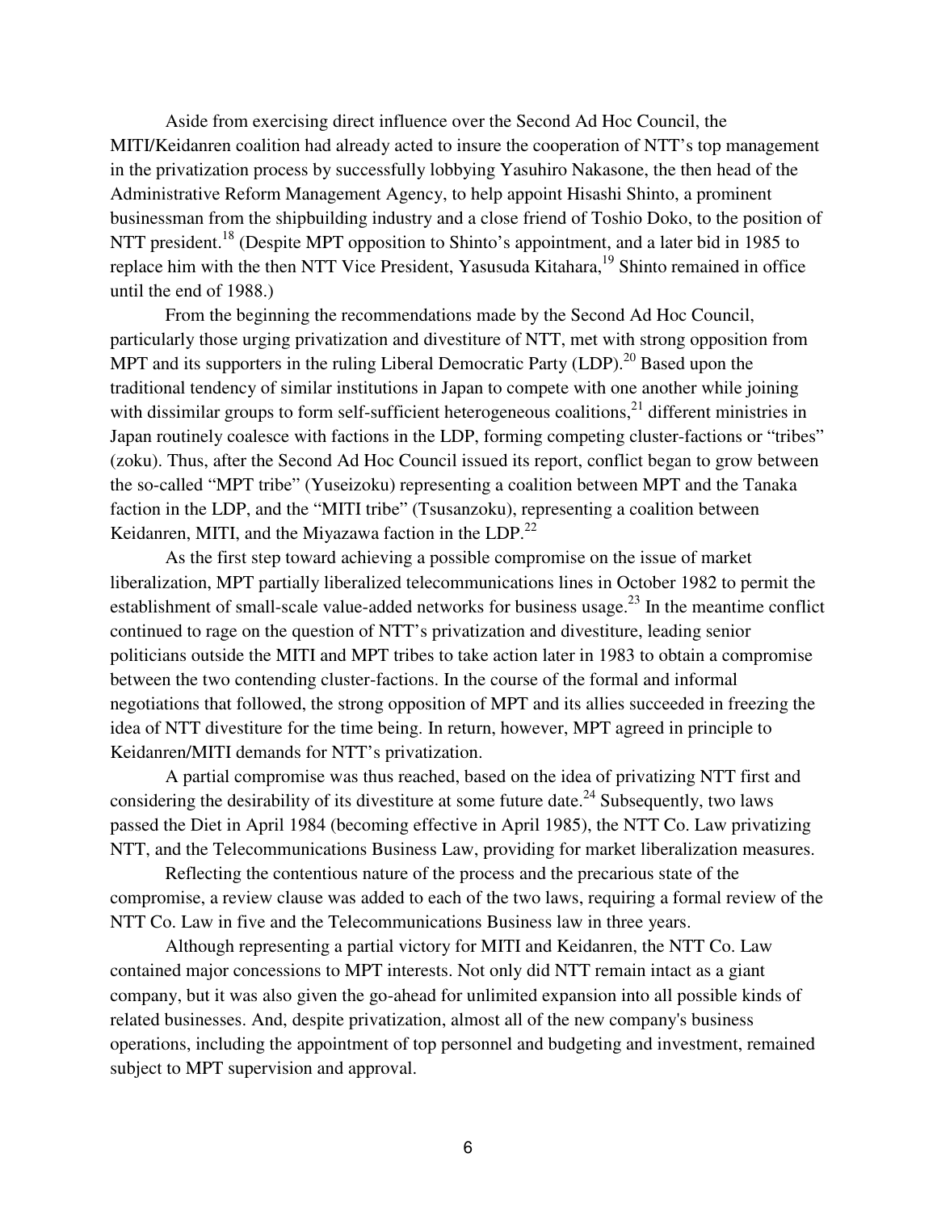Aside from exercising direct influence over the Second Ad Hoc Council, the MITI/Keidanren coalition had already acted to insure the cooperation of NTT's top management in the privatization process by successfully lobbying Yasuhiro Nakasone, the then head of the Administrative Reform Management Agency, to help appoint Hisashi Shinto, a prominent businessman from the shipbuilding industry and a close friend of Toshio Doko, to the position of NTT president.[18] (Despite MPT opposition to Shinto's appointment, and a later bid in 1985 to replace him with the then NTT Vice President, Yasusuda Kitahara,[19] Shinto remained in office until the end of 1988.)

From the beginning the recommendations made by the Second Ad Hoc Council, particularly those urging privatization and divestiture of NTT, met with strong opposition from MPT and its supporters in the ruling Liberal Democratic Party (LDP).[20] Based upon the traditional tendency of similar institutions in Japan to compete with one another while joining with dissimilar groups to form self-sufficient heterogeneous coalitions,[21] different ministries in Japan routinely coalesce with factions in the LDP, forming competing cluster-factions or "tribes" (zoku). Thus, after the Second Ad Hoc Council issued its report, conflict began to grow between the so-called "MPT tribe" (Yuseizoku) representing a coalition between MPT and the Tanaka faction in the LDP, and the "MITI tribe" (Tsusanzoku), representing a coalition between Keidanren, MITI, and the Miyazawa faction in the LDP.[22]

As the first step toward achieving a possible compromise on the issue of market liberalization, MPT partially liberalized telecommunications lines in October 1982 to permit the establishment of small-scale value-added networks for business usage.[23] In the meantime conflict continued to rage on the question of NTT's privatization and divestiture, leading senior politicians outside the MITI and MPT tribes to take action later in 1983 to obtain a compromise between the two contending cluster-factions. In the course of the formal and informal negotiations that followed, the strong opposition of MPT and its allies succeeded in freezing the idea of NTT divestiture for the time being. In return, however, MPT agreed in principle to Keidanren/MITI demands for NTT's privatization.

A partial compromise was thus reached, based on the idea of privatizing NTT first and considering the desirability of its divestiture at some future date.[24] Subsequently, two laws passed the Diet in April 1984 (becoming effective in April 1985), the NTT Co. Law privatizing NTT, and the Telecommunications Business Law, providing for market liberalization measures.

Reflecting the contentious nature of the process and the precarious state of the compromise, a review clause was added to each of the two laws, requiring a formal review of the NTT Co. Law in five and the Telecommunications Business law in three years.

Although representing a partial victory for MITI and Keidanren, the NTT Co. Law contained major concessions to MPT interests. Not only did NTT remain intact as a giant company, but it was also given the go-ahead for unlimited expansion into all possible kinds of related businesses. And, despite privatization, almost all of the new company's business operations, including the appointment of top personnel and budgeting and investment, remained subject to MPT supervision and approval.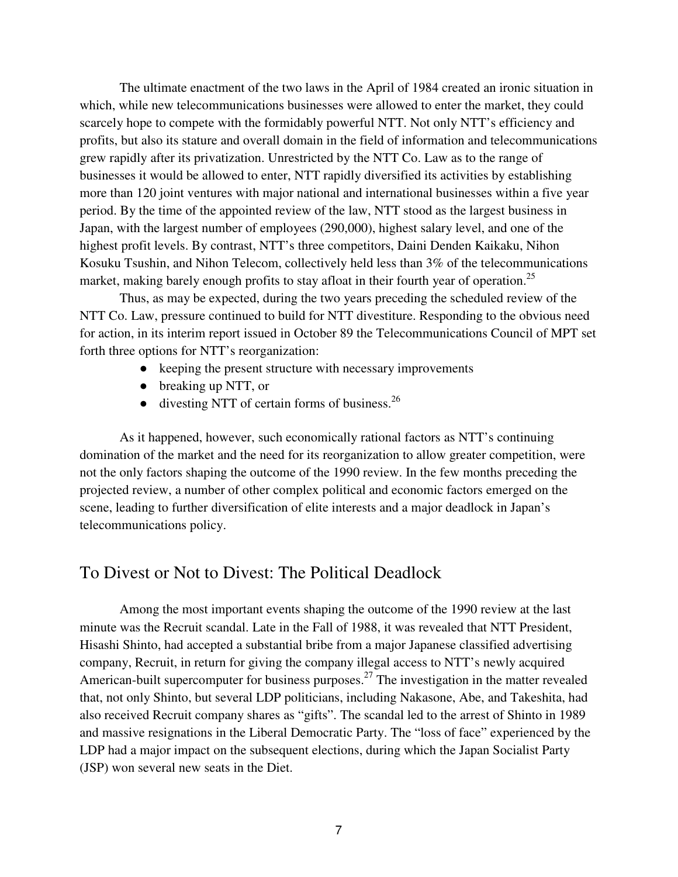The ultimate enactment of the two laws in the April of 1984 created an ironic situation in which, while new telecommunications businesses were allowed to enter the market, they could scarcely hope to compete with the formidably powerful NTT. Not only NTT's efficiency and profits, but also its stature and overall domain in the field of information and telecommunications grew rapidly after its privatization. Unrestricted by the NTT Co. Law as to the range of businesses it would be allowed to enter, NTT rapidly diversified its activities by establishing more than 120 joint ventures with major national and international businesses within a five year period. By the time of the appointed review of the law, NTT stood as the largest business in Japan, with the largest number of employees (290,000), highest salary level, and one of the highest profit levels. By contrast, NTT's three competitors, Daini Denden Kaikaku, Nihon Kosuku Tsushin, and Nihon Telecom, collectively held less than 3% of the telecommunications market, making barely enough profits to stay afloat in their fourth year of operation.[25]

Thus, as may be expected, during the two years preceding the scheduled review of the NTT Co. Law, pressure continued to build for NTT divestiture. Responding to the obvious need for action, in its interim report issued in October 89 the Telecommunications Council of MPT set forth three options for NTT's reorganization:

- keeping the present structure with necessary improvements
- breaking up NTT, or
- divesting NTT of certain forms of business.[26]

As it happened, however, such economically rational factors as NTT's continuing domination of the market and the need for its reorganization to allow greater competition, were not the only factors shaping the outcome of the 1990 review. In the few months preceding the projected review, a number of other complex political and economic factors emerged on the scene, leading to further diversification of elite interests and a major deadlock in Japan's telecommunications policy.

## To Divest or Not to Divest: The Political Deadlock

Among the most important events shaping the outcome of the 1990 review at the last minute was the Recruit scandal. Late in the Fall of 1988, it was revealed that NTT President, Hisashi Shinto, had accepted a substantial bribe from a major Japanese classified advertising company, Recruit, in return for giving the company illegal access to NTT's newly acquired American-built supercomputer for business purposes.[27] The investigation in the matter revealed that, not only Shinto, but several LDP politicians, including Nakasone, Abe, and Takeshita, had also received Recruit company shares as "gifts". The scandal led to the arrest of Shinto in 1989 and massive resignations in the Liberal Democratic Party. The "loss of face" experienced by the LDP had a major impact on the subsequent elections, during which the Japan Socialist Party (JSP) won several new seats in the Diet.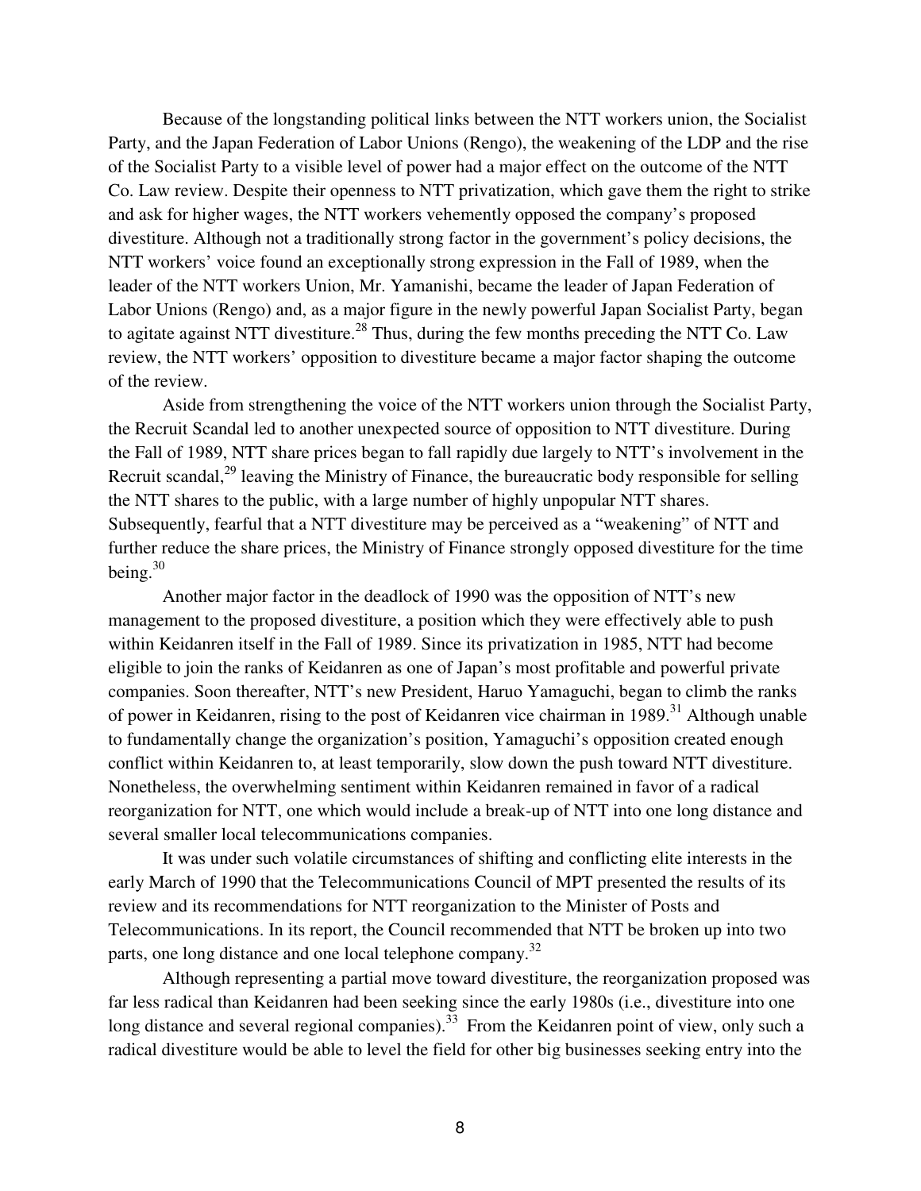Because of the longstanding political links between the NTT workers union, the Socialist Party, and the Japan Federation of Labor Unions (Rengo), the weakening of the LDP and the rise of the Socialist Party to a visible level of power had a major effect on the outcome of the NTT Co. Law review. Despite their openness to NTT privatization, which gave them the right to strike and ask for higher wages, the NTT workers vehemently opposed the company's proposed divestiture. Although not a traditionally strong factor in the government's policy decisions, the NTT workers' voice found an exceptionally strong expression in the Fall of 1989, when the leader of the NTT workers Union, Mr. Yamanishi, became the leader of Japan Federation of Labor Unions (Rengo) and, as a major figure in the newly powerful Japan Socialist Party, began to agitate against NTT divestiture.[28] Thus, during the few months preceding the NTT Co. Law review, the NTT workers' opposition to divestiture became a major factor shaping the outcome of the review.

Aside from strengthening the voice of the NTT workers union through the Socialist Party, the Recruit Scandal led to another unexpected source of opposition to NTT divestiture. During the Fall of 1989, NTT share prices began to fall rapidly due largely to NTT's involvement in the Recruit scandal,[29] leaving the Ministry of Finance, the bureaucratic body responsible for selling the NTT shares to the public, with a large number of highly unpopular NTT shares. Subsequently, fearful that a NTT divestiture may be perceived as a "weakening" of NTT and further reduce the share prices, the Ministry of Finance strongly opposed divestiture for the time being.[30]

Another major factor in the deadlock of 1990 was the opposition of NTT's new management to the proposed divestiture, a position which they were effectively able to push within Keidanren itself in the Fall of 1989. Since its privatization in 1985, NTT had become eligible to join the ranks of Keidanren as one of Japan's most profitable and powerful private companies. Soon thereafter, NTT's new President, Haruo Yamaguchi, began to climb the ranks of power in Keidanren, rising to the post of Keidanren vice chairman in 1989.[31] Although unable to fundamentally change the organization's position, Yamaguchi's opposition created enough conflict within Keidanren to, at least temporarily, slow down the push toward NTT divestiture. Nonetheless, the overwhelming sentiment within Keidanren remained in favor of a radical reorganization for NTT, one which would include a break-up of NTT into one long distance and several smaller local telecommunications companies.

It was under such volatile circumstances of shifting and conflicting elite interests in the early March of 1990 that the Telecommunications Council of MPT presented the results of its review and its recommendations for NTT reorganization to the Minister of Posts and Telecommunications. In its report, the Council recommended that NTT be broken up into two parts, one long distance and one local telephone company.[32]

Although representing a partial move toward divestiture, the reorganization proposed was far less radical than Keidanren had been seeking since the early 1980s (i.e., divestiture into one long distance and several regional companies).[33] From the Keidanren point of view, only such a radical divestiture would be able to level the field for other big businesses seeking entry into the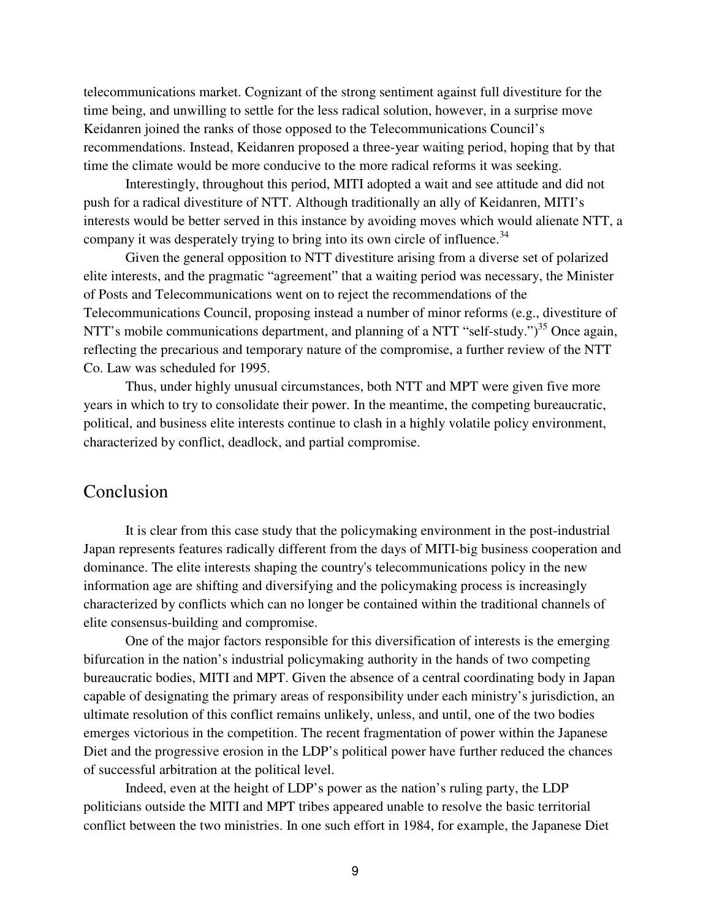telecommunications market. Cognizant of the strong sentiment against full divestiture for the time being, and unwilling to settle for the less radical solution, however, in a surprise move Keidanren joined the ranks of those opposed to the Telecommunications Council's recommendations. Instead, Keidanren proposed a three-year waiting period, hoping that by that time the climate would be more conducive to the more radical reforms it was seeking.

Interestingly, throughout this period, MITI adopted a wait and see attitude and did not push for a radical divestiture of NTT. Although traditionally an ally of Keidanren, MITI's interests would be better served in this instance by avoiding moves which would alienate NTT, a company it was desperately trying to bring into its own circle of influence.[34]

Given the general opposition to NTT divestiture arising from a diverse set of polarized elite interests, and the pragmatic "agreement" that a waiting period was necessary, the Minister of Posts and Telecommunications went on to reject the recommendations of the Telecommunications Council, proposing instead a number of minor reforms (e.g., divestiture of NTT's mobile communications department, and planning of a NTT "self-study.")[35] Once again, reflecting the precarious and temporary nature of the compromise, a further review of the NTT Co. Law was scheduled for 1995.

Thus, under highly unusual circumstances, both NTT and MPT were given five more years in which to try to consolidate their power. In the meantime, the competing bureaucratic, political, and business elite interests continue to clash in a highly volatile policy environment, characterized by conflict, deadlock, and partial compromise.

## Conclusion

It is clear from this case study that the policymaking environment in the post-industrial Japan represents features radically different from the days of MITI-big business cooperation and dominance. The elite interests shaping the country's telecommunications policy in the new information age are shifting and diversifying and the policymaking process is increasingly characterized by conflicts which can no longer be contained within the traditional channels of elite consensus-building and compromise.

One of the major factors responsible for this diversification of interests is the emerging bifurcation in the nation's industrial policymaking authority in the hands of two competing bureaucratic bodies, MITI and MPT. Given the absence of a central coordinating body in Japan capable of designating the primary areas of responsibility under each ministry's jurisdiction, an ultimate resolution of this conflict remains unlikely, unless, and until, one of the two bodies emerges victorious in the competition. The recent fragmentation of power within the Japanese Diet and the progressive erosion in the LDP's political power have further reduced the chances of successful arbitration at the political level.

Indeed, even at the height of LDP's power as the nation's ruling party, the LDP politicians outside the MITI and MPT tribes appeared unable to resolve the basic territorial conflict between the two ministries. In one such effort in 1984, for example, the Japanese Diet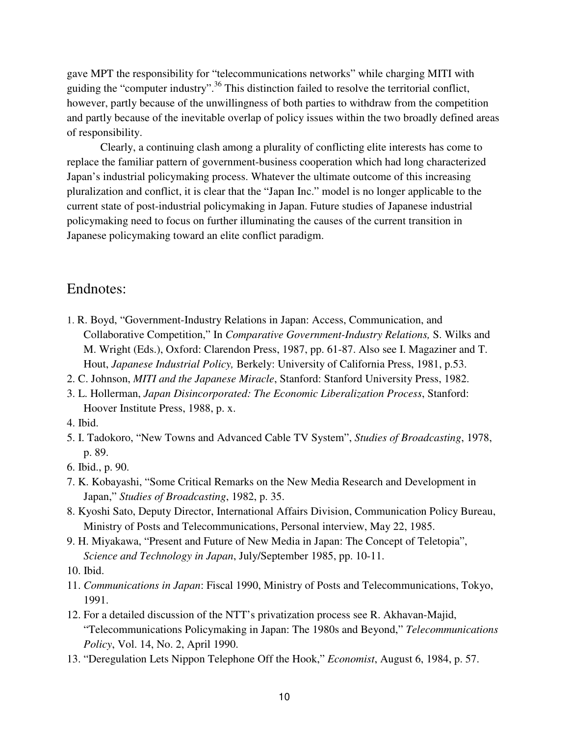gave MPT the responsibility for "telecommunications networks" while charging MITI with guiding the "computer industry".[36] This distinction failed to resolve the territorial conflict, however, partly because of the unwillingness of both parties to withdraw from the competition and partly because of the inevitable overlap of policy issues within the two broadly defined areas of responsibility.

Clearly, a continuing clash among a plurality of conflicting elite interests has come to replace the familiar pattern of government-business cooperation which had long characterized Japan's industrial policymaking process. Whatever the ultimate outcome of this increasing pluralization and conflict, it is clear that the "Japan Inc." model is no longer applicable to the current state of post-industrial policymaking in Japan. Future studies of Japanese industrial policymaking need to focus on further illuminating the causes of the current transition in Japanese policymaking toward an elite conflict paradigm.

## Endnotes:

1. R. Boyd, "Government-Industry Relations in Japan: Access, Communication, and Collaborative Competition," In *Comparative Government-Industry Relations,* S. Wilks and M. Wright (Eds.), Oxford: Clarendon Press, 1987, pp. 61-87. Also see I. Magaziner and T. Hout, *Japanese Industrial Policy,* Berkely: University of California Press, 1981, p.53.
2. C. Johnson, *MITI and the Japanese Miracle*, Stanford: Stanford University Press, 1982.
3. L. Hollerman, *Japan Disincorporated: The Economic Liberalization Process*, Stanford: Hoover Institute Press, 1988, p. x.
4. Ibid.
5. I. Tadokoro, "New Towns and Advanced Cable TV System", *Studies of Broadcasting*, 1978, p. 89.
6. Ibid., p. 90.
7. K. Kobayashi, "Some Critical Remarks on the New Media Research and Development in Japan," *Studies of Broadcasting*, 1982, p. 35.
8. Kyoshi Sato, Deputy Director, International Affairs Division, Communication Policy Bureau, Ministry of Posts and Telecommunications, Personal interview, May 22, 1985.
9. H. Miyakawa, "Present and Future of New Media in Japan: The Concept of Teletopia", *Science and Technology in Japan*, July/September 1985, pp. 10-11.
10. Ibid.
11. *Communications in Japan*: Fiscal 1990, Ministry of Posts and Telecommunications, Tokyo, 1991.
12. For a detailed discussion of the NTT's privatization process see R. Akhavan-Majid, "Telecommunications Policymaking in Japan: The 1980s and Beyond," *Telecommunications Policy*, Vol. 14, No. 2, April 1990.
13. "Deregulation Lets Nippon Telephone Off the Hook," *Economist*, August 6, 1984, p. 57.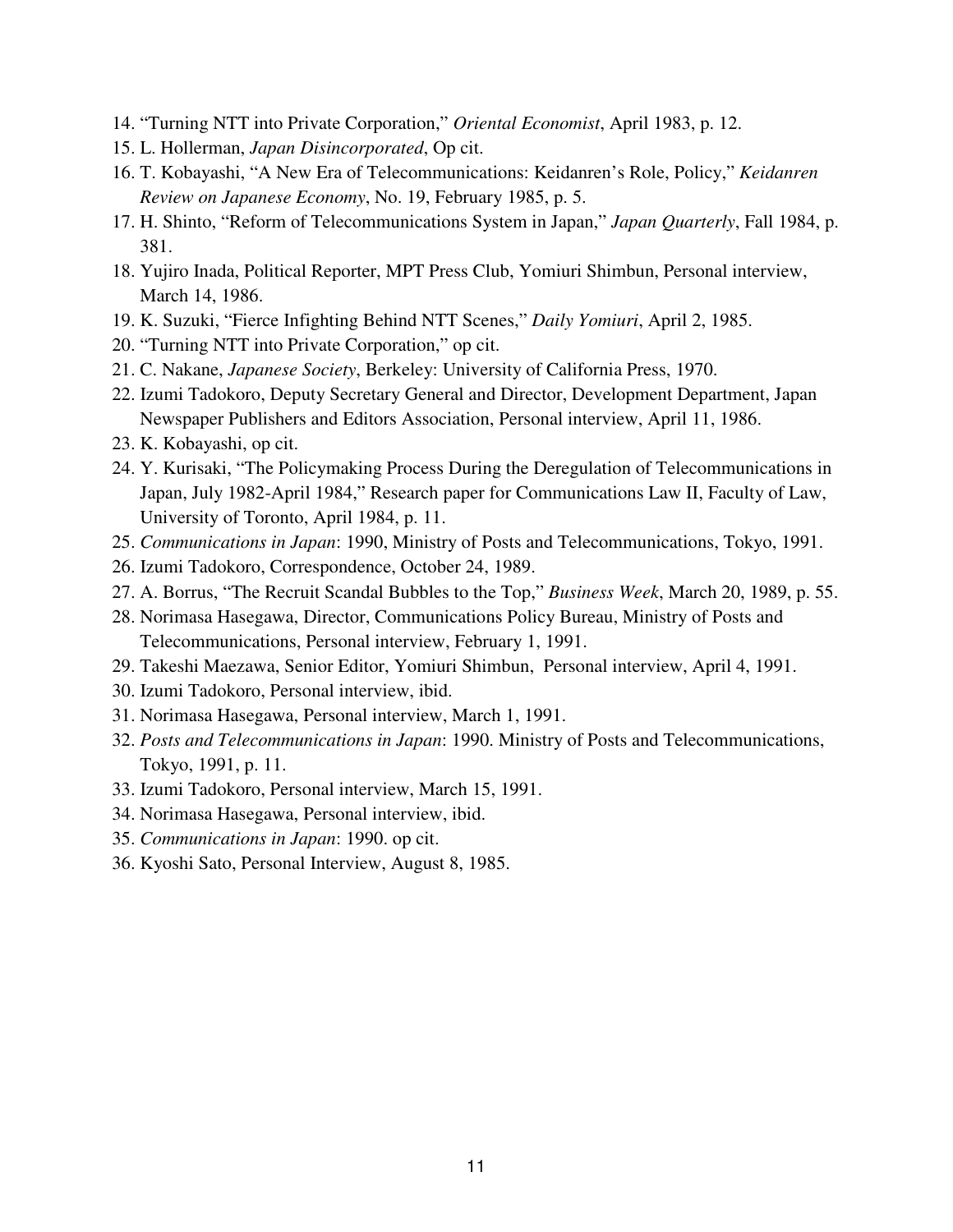14. "Turning NTT into Private Corporation," *Oriental Economist*, April 1983, p. 12.
15. L. Hollerman, *Japan Disincorporated*, Op cit.
16. T. Kobayashi, "A New Era of Telecommunications: Keidanren's Role, Policy," *Keidanren Review on Japanese Economy*, No. 19, February 1985, p. 5.
17. H. Shinto, "Reform of Telecommunications System in Japan," *Japan Quarterly*, Fall 1984, p. 381.
18. Yujiro Inada, Political Reporter, MPT Press Club, Yomiuri Shimbun, Personal interview, March 14, 1986.
19. K. Suzuki, "Fierce Infighting Behind NTT Scenes," *Daily Yomiuri*, April 2, 1985.
20. "Turning NTT into Private Corporation," op cit.
21. C. Nakane, *Japanese Society*, Berkeley: University of California Press, 1970.
22. Izumi Tadokoro, Deputy Secretary General and Director, Development Department, Japan Newspaper Publishers and Editors Association, Personal interview, April 11, 1986.
23. K. Kobayashi, op cit.
24. Y. Kurisaki, "The Policymaking Process During the Deregulation of Telecommunications in Japan, July 1982-April 1984," Research paper for Communications Law II, Faculty of Law, University of Toronto, April 1984, p. 11.
25. *Communications in Japan*: 1990, Ministry of Posts and Telecommunications, Tokyo, 1991.
26. Izumi Tadokoro, Correspondence, October 24, 1989.
27. A. Borrus, "The Recruit Scandal Bubbles to the Top," *Business Week*, March 20, 1989, p. 55.
28. Norimasa Hasegawa, Director, Communications Policy Bureau, Ministry of Posts and Telecommunications, Personal interview, February 1, 1991.
29. Takeshi Maezawa, Senior Editor, Yomiuri Shimbun, Personal interview, April 4, 1991.
30. Izumi Tadokoro, Personal interview, ibid.
31. Norimasa Hasegawa, Personal interview, March 1, 1991.
32. *Posts and Telecommunications in Japan*: 1990. Ministry of Posts and Telecommunications, Tokyo, 1991, p. 11.
33. Izumi Tadokoro, Personal interview, March 15, 1991.
34. Norimasa Hasegawa, Personal interview, ibid.
35. *Communications in Japan*: 1990. op cit.
36. Kyoshi Sato, Personal Interview, August 8, 1985.